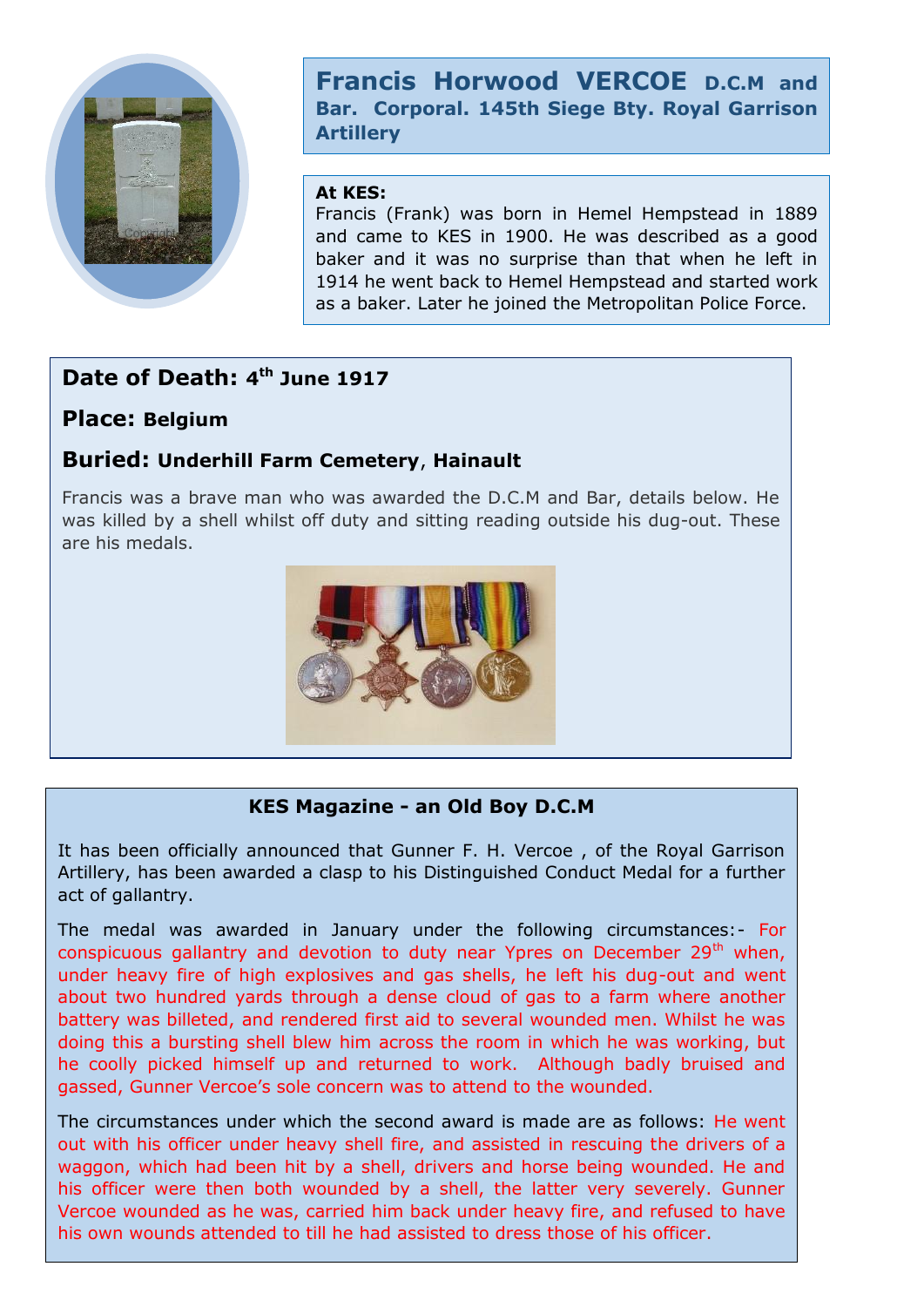# Francis Horwood VERCOE D.C.M and Bar. Corporal. 145th Siege Bty. Royal Garrison Artillery

**At KES:**

Francis (Frank) was born in Hemel Hempstead in 1889 and came to KES in 1900. He was described as a good baker and it was no surprise than that when he left in 1914 he went back to Hemel Hempstead and started work as a baker. Later he joined the Metropolitan Police Force.

## Date of Death: 4th June 1917

## Place: Belgium

## Buried: Underhill Farm Cemetery, Hainault

Francis was a brave man who was awarded the D.C.M and Bar, details below. He was killed by a shell whilst off duty and sitting reading outside his dug-out. These are his medals.

### KES Magazine - an Old Boy D.C.M

It has been officially announced that Gunner F. H. Vercoe , of the Royal Garrison Artillery, has been awarded a clasp to his Distinguished Conduct Medal for a further act of gallantry.

The medal was awarded in January under the following circumstances:- For conspicuous gallantry and devotion to duty near Ypres on December 29th when, under heavy fire of high explosives and gas shells, he left his dug-out and went about two hundred yards through a dense cloud of gas to a farm where another battery was billeted, and rendered first aid to several wounded men. Whilst he was doing this a bursting shell blew him across the room in which he was working, but he coolly picked himself up and returned to work. Although badly bruised and gassed, Gunner Vercoe's sole concern was to attend to the wounded.

The circumstances under which the second award is made are as follows: He went out with his officer under heavy shell fire, and assisted in rescuing the drivers of a waggon, which had been hit by a shell, drivers and horse being wounded. He and his officer were then both wounded by a shell, the latter very severely. Gunner Vercoe wounded as he was, carried him back under heavy fire, and refused to have his own wounds attended to till he had assisted to dress those of his officer.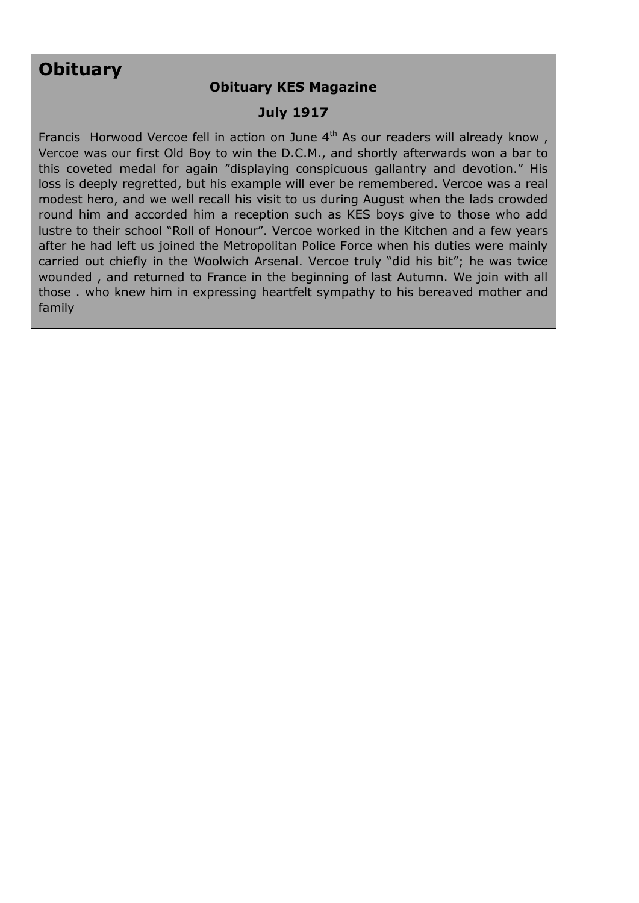# Obituary

**Obituary KES Magazine**

**July 1917**

Francis Horwood Vercoe fell in action on June 4th As our readers will already know , Vercoe was our first Old Boy to win the D.C.M., and shortly afterwards won a bar to this coveted medal for again "displaying conspicuous gallantry and devotion." His loss is deeply regretted, but his example will ever be remembered. Vercoe was a real modest hero, and we well recall his visit to us during August when the lads crowded round him and accorded him a reception such as KES boys give to those who add lustre to their school "Roll of Honour". Vercoe worked in the Kitchen and a few years after he had left us joined the Metropolitan Police Force when his duties were mainly carried out chiefly in the Woolwich Arsenal. Vercoe truly "did his bit"; he was twice wounded , and returned to France in the beginning of last Autumn. We join with all those . who knew him in expressing heartfelt sympathy to his bereaved mother and family